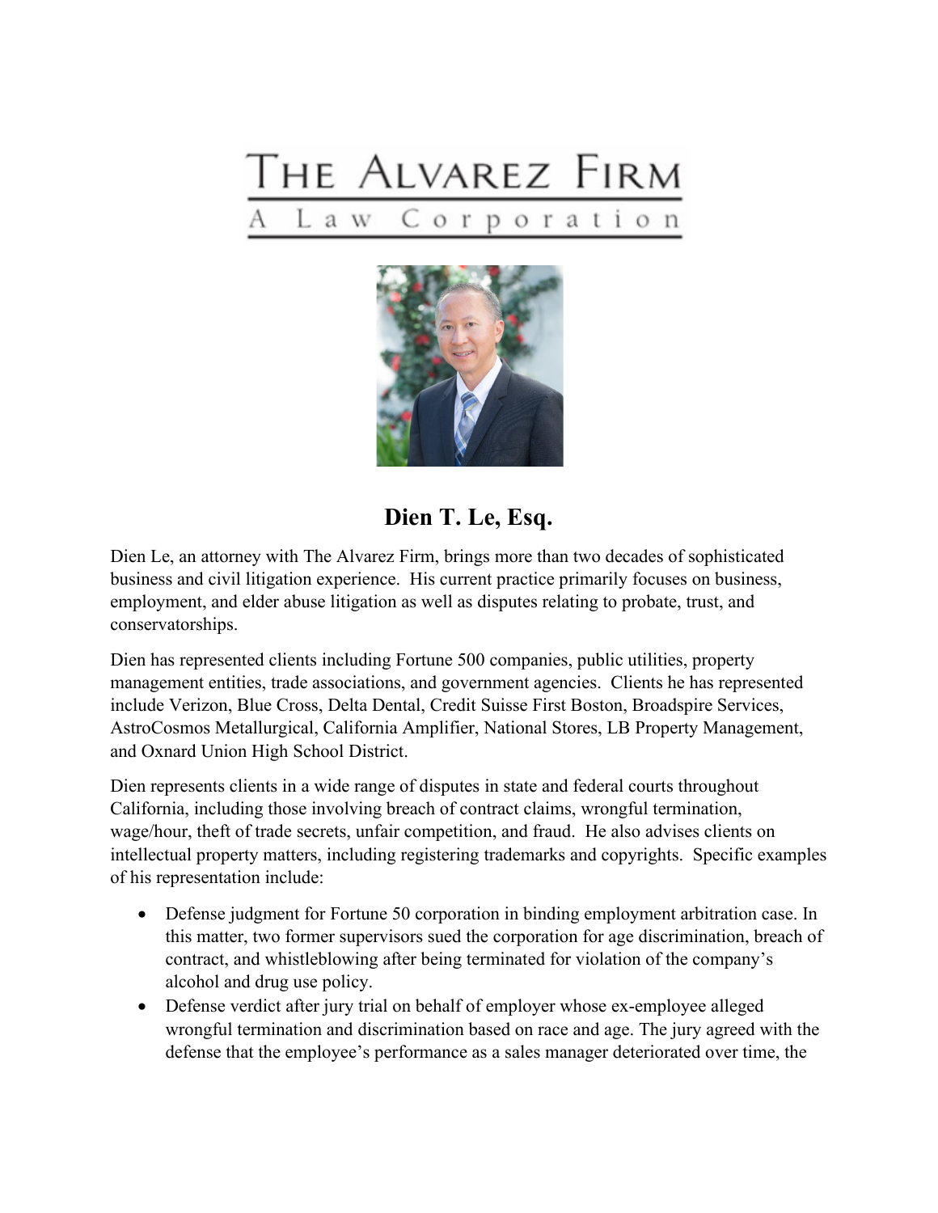# THE ALVAREZ FIRM

A Law Corporation

## Dien T. Le, Esq.

Dien Le, an attorney with The Alvarez Firm, brings more than two decades of sophisticated business and civil litigation experience. His current practice primarily focuses on business, employment, and elder abuse litigation as well as disputes relating to probate, trust, and conservatorships.

Dien has represented clients including Fortune 500 companies, public utilities, property management entities, trade associations, and government agencies. Clients he has represented include Verizon, Blue Cross, Delta Dental, Credit Suisse First Boston, Broadspire Services, AstroCosmos Metallurgical, California Amplifier, National Stores, LB Property Management, and Oxnard Union High School District.

Dien represents clients in a wide range of disputes in state and federal courts throughout California, including those involving breach of contract claims, wrongful termination, wage/hour, theft of trade secrets, unfair competition, and fraud. He also advises clients on intellectual property matters, including registering trademarks and copyrights. Specific examples of his representation include:

- Defense judgment for Fortune 50 corporation in binding employment arbitration case. In this matter, two former supervisors sued the corporation for age discrimination, breach of contract, and whistleblowing after being terminated for violation of the company's alcohol and drug use policy.
- Defense verdict after jury trial on behalf of employer whose ex-employee alleged wrongful termination and discrimination based on race and age. The jury agreed with the defense that the employee's performance as a sales manager deteriorated over time, the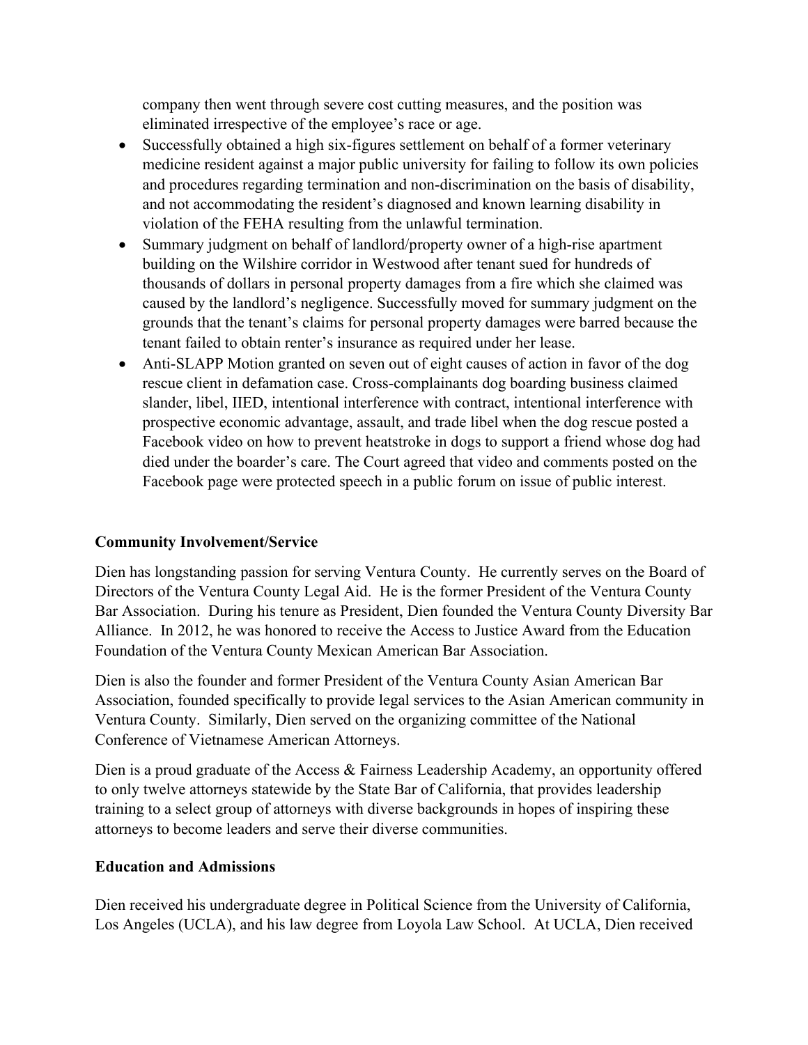company then went through severe cost cutting measures, and the position was eliminated irrespective of the employee's race or age.

- Successfully obtained a high six-figures settlement on behalf of a former veterinary medicine resident against a major public university for failing to follow its own policies and procedures regarding termination and non-discrimination on the basis of disability, and not accommodating the resident's diagnosed and known learning disability in violation of the FEHA resulting from the unlawful termination.
- Summary judgment on behalf of landlord/property owner of a high-rise apartment building on the Wilshire corridor in Westwood after tenant sued for hundreds of thousands of dollars in personal property damages from a fire which she claimed was caused by the landlord's negligence. Successfully moved for summary judgment on the grounds that the tenant's claims for personal property damages were barred because the tenant failed to obtain renter's insurance as required under her lease.
- Anti-SLAPP Motion granted on seven out of eight causes of action in favor of the dog rescue client in defamation case. Cross-complainants dog boarding business claimed slander, libel, IIED, intentional interference with contract, intentional interference with prospective economic advantage, assault, and trade libel when the dog rescue posted a Facebook video on how to prevent heatstroke in dogs to support a friend whose dog had died under the boarder's care. The Court agreed that video and comments posted on the Facebook page were protected speech in a public forum on issue of public interest.

**Community Involvement/Service**

Dien has longstanding passion for serving Ventura County. He currently serves on the Board of Directors of the Ventura County Legal Aid. He is the former President of the Ventura County Bar Association. During his tenure as President, Dien founded the Ventura County Diversity Bar Alliance. In 2012, he was honored to receive the Access to Justice Award from the Education Foundation of the Ventura County Mexican American Bar Association.

Dien is also the founder and former President of the Ventura County Asian American Bar Association, founded specifically to provide legal services to the Asian American community in Ventura County. Similarly, Dien served on the organizing committee of the National Conference of Vietnamese American Attorneys.

Dien is a proud graduate of the Access & Fairness Leadership Academy, an opportunity offered to only twelve attorneys statewide by the State Bar of California, that provides leadership training to a select group of attorneys with diverse backgrounds in hopes of inspiring these attorneys to become leaders and serve their diverse communities.

**Education and Admissions**

Dien received his undergraduate degree in Political Science from the University of California, Los Angeles (UCLA), and his law degree from Loyola Law School. At UCLA, Dien received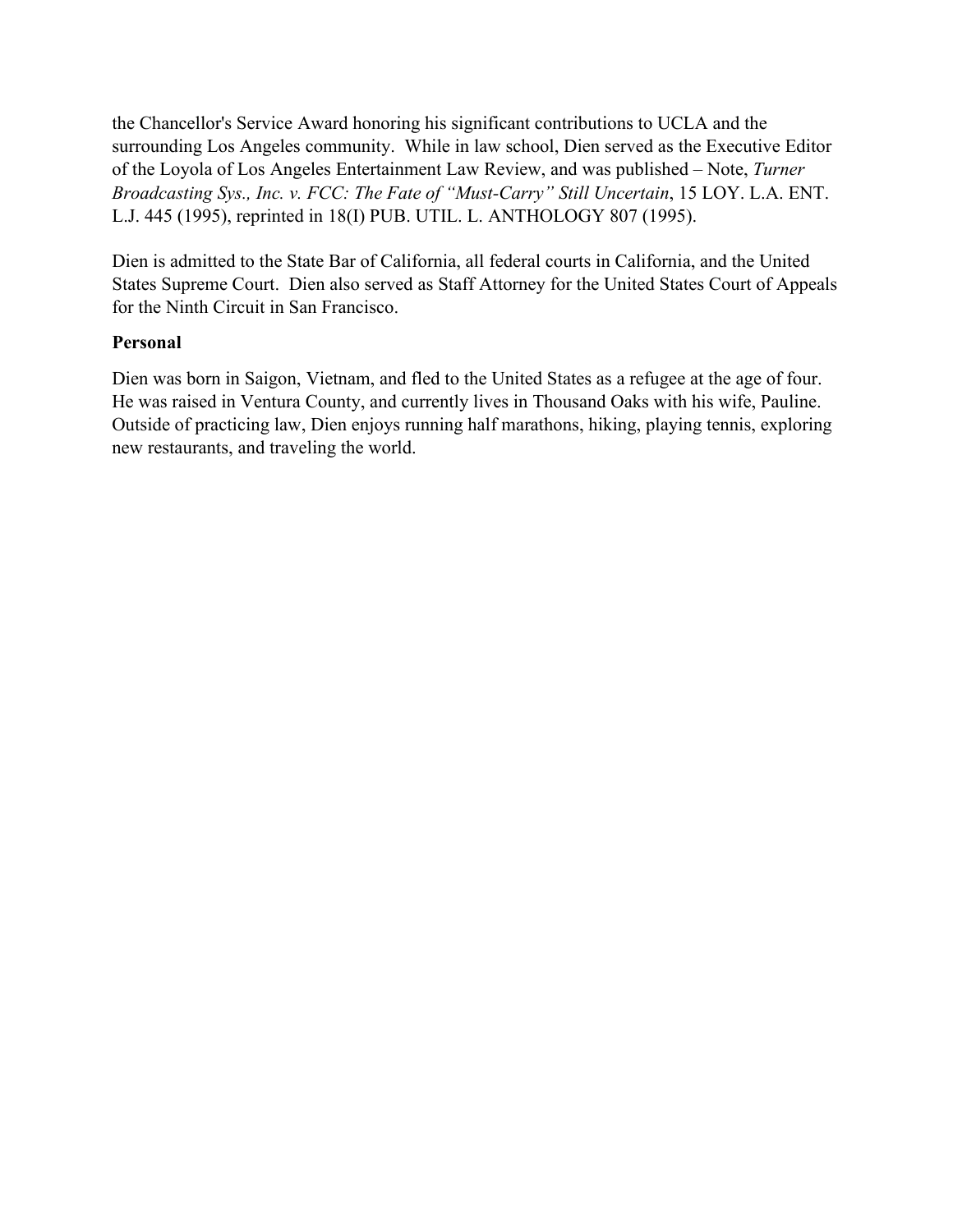the Chancellor's Service Award honoring his significant contributions to UCLA and the surrounding Los Angeles community. While in law school, Dien served as the Executive Editor of the Loyola of Los Angeles Entertainment Law Review, and was published – Note, *Turner Broadcasting Sys., Inc. v. FCC: The Fate of "Must-Carry" Still Uncertain*, 15 LOY. L.A. ENT. L.J. 445 (1995), reprinted in 18(I) PUB. UTIL. L. ANTHOLOGY 807 (1995).

Dien is admitted to the State Bar of California, all federal courts in California, and the United States Supreme Court. Dien also served as Staff Attorney for the United States Court of Appeals for the Ninth Circuit in San Francisco.

**Personal**

Dien was born in Saigon, Vietnam, and fled to the United States as a refugee at the age of four. He was raised in Ventura County, and currently lives in Thousand Oaks with his wife, Pauline. Outside of practicing law, Dien enjoys running half marathons, hiking, playing tennis, exploring new restaurants, and traveling the world.